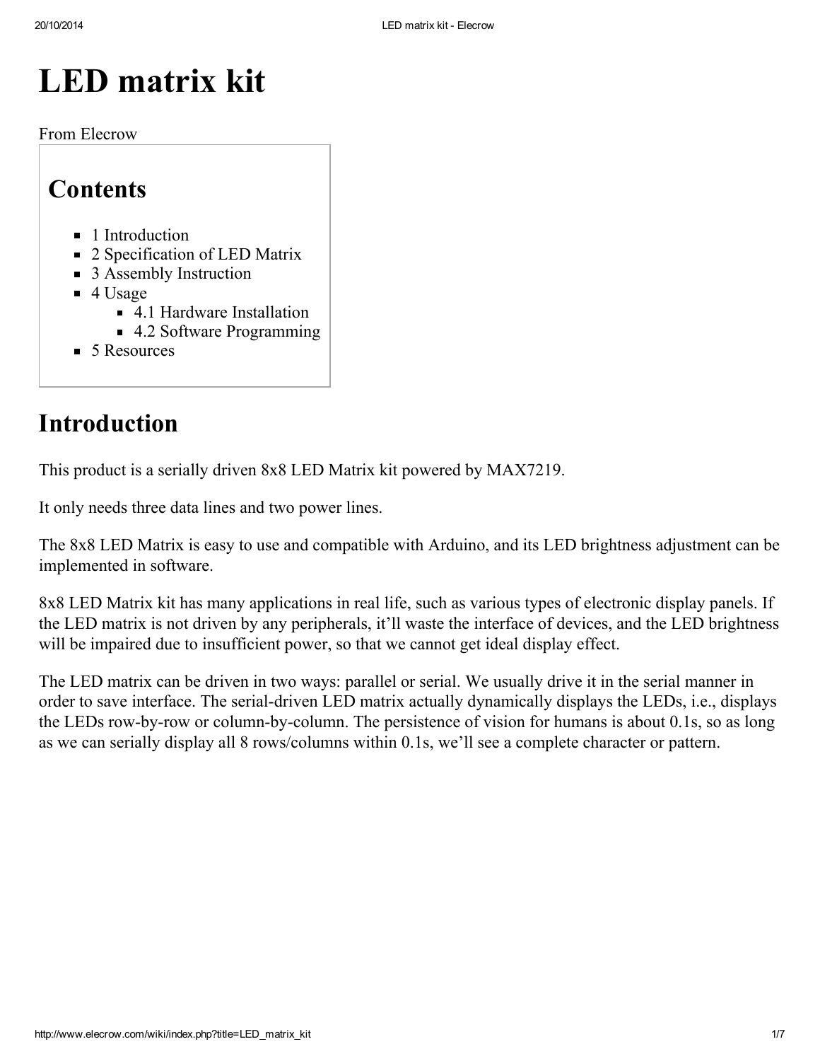# LED matrix kit

From Elecrow

## Contents

- 1 Introduction
- 2 Specification of LED Matrix
- 3 Assembly Instruction
- 4 Usage
  - 4.1 Hardware Installation
  - 4.2 Software Programming
- 5 Resources

## Introduction

This product is a serially driven 8x8 LED Matrix kit powered by MAX7219.

It only needs three data lines and two power lines.

The 8x8 LED Matrix is easy to use and compatible with Arduino, and its LED brightness adjustment can be implemented in software.

8x8 LED Matrix kit has many applications in real life, such as various types of electronic display panels. If the LED matrix is not driven by any peripherals, it'll waste the interface of devices, and the LED brightness will be impaired due to insufficient power, so that we cannot get ideal display effect.

The LED matrix can be driven in two ways: parallel or serial. We usually drive it in the serial manner in order to save interface. The serial-driven LED matrix actually dynamically displays the LEDs, i.e., displays the LEDs row-by-row or column-by-column. The persistence of vision for humans is about 0.1s, so as long as we can serially display all 8 rows/columns within 0.1s, we'll see a complete character or pattern.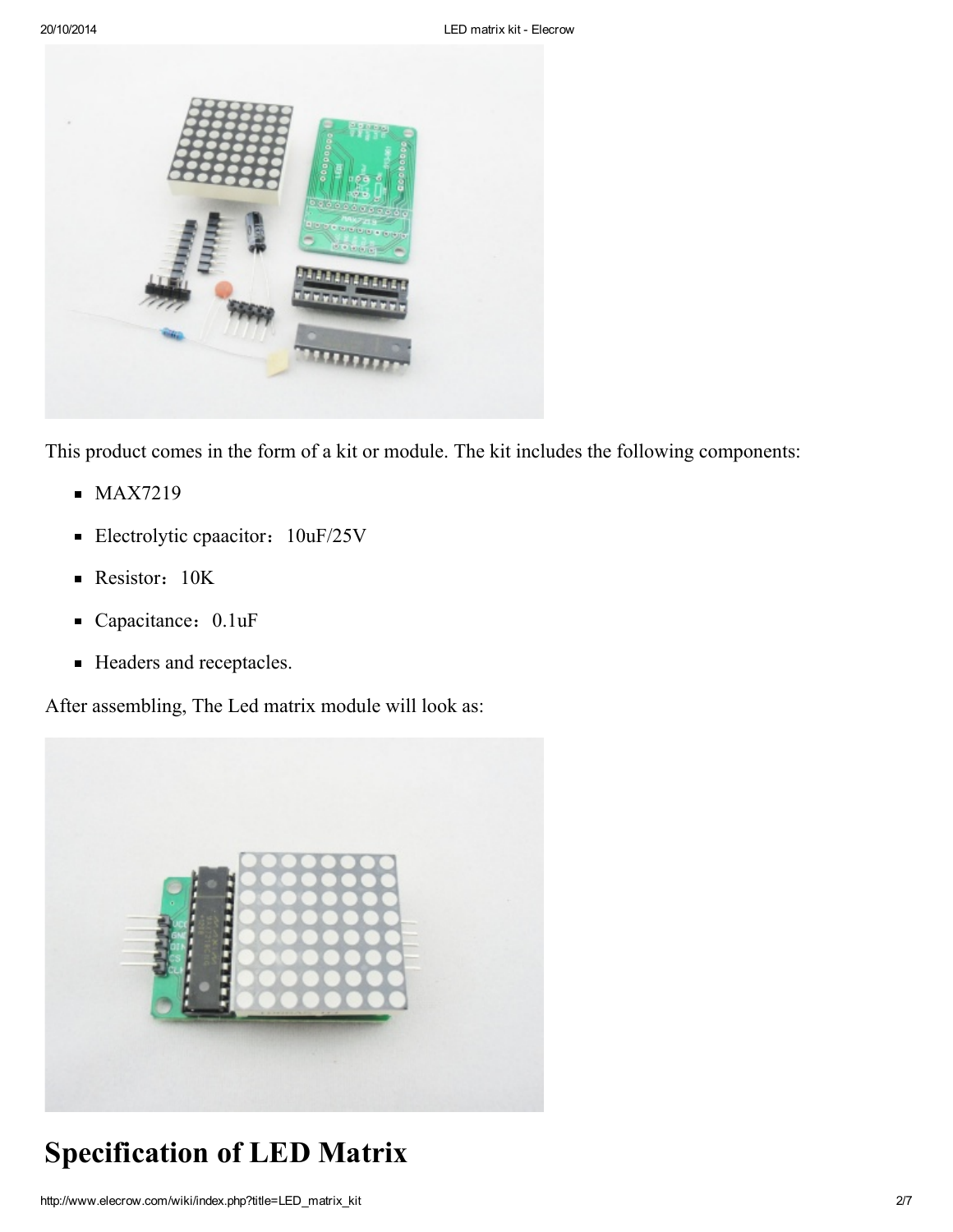This product comes in the form of a kit or module. The kit includes the following components:

- MAX7219
- Electrolytic cpaacitor：10uF/25V
- Resistor：10K
- Capacitance：0.1uF
- Headers and receptacles.

After assembling, The Led matrix module will look as:

# Specification of LED Matrix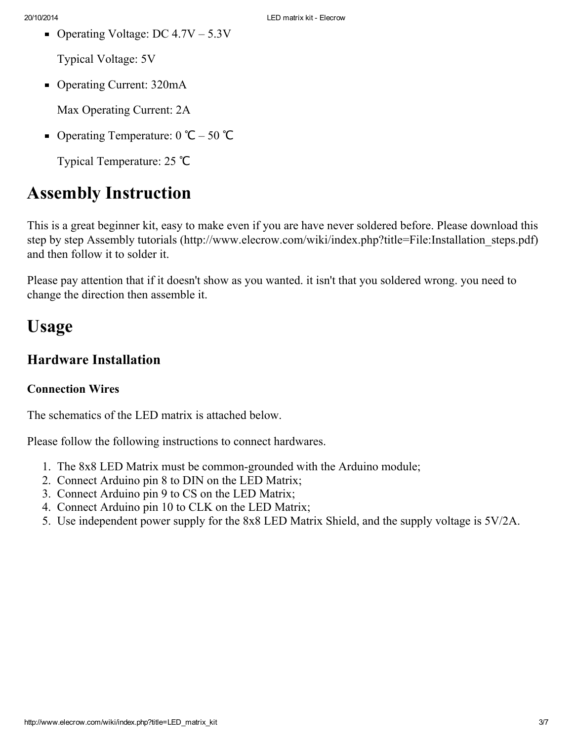- Operating Voltage: DC 4.7V – 5.3V

  Typical Voltage: 5V

- Operating Current: 320mA

  Max Operating Current: 2A

- Operating Temperature: 0 ℃ – 50 ℃

  Typical Temperature: 25 ℃

# Assembly Instruction

This is a great beginner kit, easy to make even if you are have never soldered before. Please download this step by step Assembly tutorials (http://www.elecrow.com/wiki/index.php?title=File:Installation_steps.pdf) and then follow it to solder it.

Please pay attention that if it doesn't show as you wanted. it isn't that you soldered wrong. you need to change the direction then assemble it.

# Usage

## Hardware Installation

### Connection Wires

The schematics of the LED matrix is attached below.

Please follow the following instructions to connect hardwares.

1. The 8x8 LED Matrix must be common-grounded with the Arduino module;
2. Connect Arduino pin 8 to DIN on the LED Matrix;
3. Connect Arduino pin 9 to CS on the LED Matrix;
4. Connect Arduino pin 10 to CLK on the LED Matrix;
5. Use independent power supply for the 8x8 LED Matrix Shield, and the supply voltage is 5V/2A.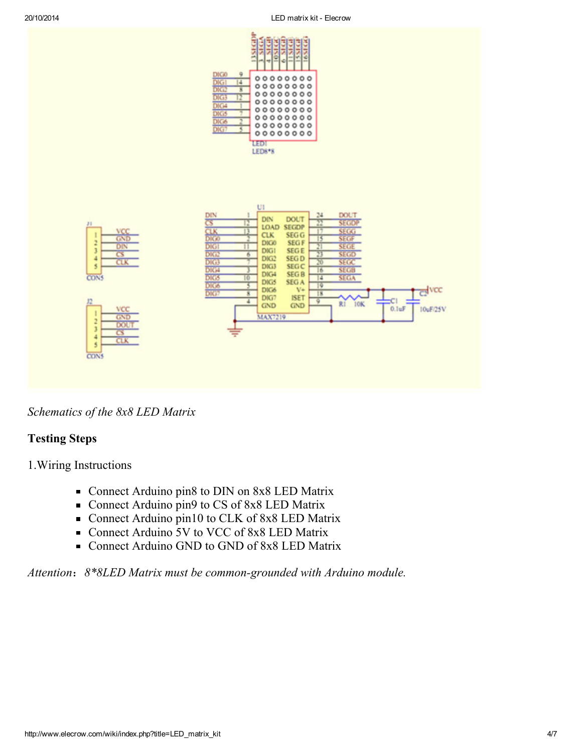*Schematics of the 8x8 LED Matrix*

**Testing Steps**

1.Wiring Instructions

- Connect Arduino pin8 to DIN on 8x8 LED Matrix
- Connect Arduino pin9 to CS of 8x8 LED Matrix
- Connect Arduino pin10 to CLK of 8x8 LED Matrix
- Connect Arduino 5V to VCC of 8x8 LED Matrix
- Connect Arduino GND to GND of 8x8 LED Matrix

*Attention*： *8*8LED Matrix must be common-grounded with Arduino module.*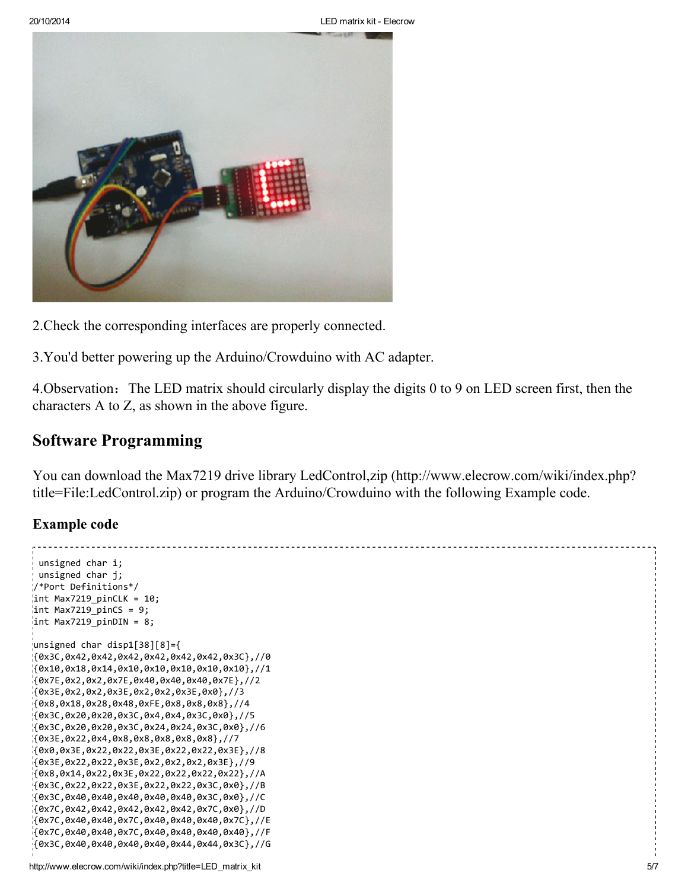2.Check the corresponding interfaces are properly connected.

3.You'd better powering up the Arduino/Crowduino with AC adapter.

4.Observation：The LED matrix should circularly display the digits 0 to 9 on LED screen first, then the characters A to Z, as shown in the above figure.

## Software Programming

You can download the Max7219 drive library LedControl,zip (http://www.elecrow.com/wiki/index.php?title=File:LedControl.zip) or program the Arduino/Crowduino with the following Example code.

### Example code

```
 unsigned char i;
 unsigned char j;
/*Port Definitions*/
int Max7219_pinCLK = 10;
int Max7219_pinCS = 9;
int Max7219_pinDIN = 8;

unsigned char disp1[38][8]={
{0x3C,0x42,0x42,0x42,0x42,0x42,0x42,0x3C},//0
{0x10,0x18,0x14,0x10,0x10,0x10,0x10,0x10},//1
{0x7E,0x2,0x2,0x7E,0x40,0x40,0x40,0x7E},//2
{0x3E,0x2,0x2,0x3E,0x2,0x2,0x3E,0x0},//3
{0x8,0x18,0x28,0x48,0xFE,0x8,0x8,0x8},//4
{0x3C,0x20,0x20,0x3C,0x4,0x4,0x3C,0x0},//5
{0x3C,0x20,0x20,0x3C,0x24,0x24,0x3C,0x0},//6
{0x3E,0x22,0x4,0x8,0x8,0x8,0x8,0x8},//7
{0x0,0x3E,0x22,0x22,0x3E,0x22,0x22,0x3E},//8
{0x3E,0x22,0x22,0x3E,0x2,0x2,0x2,0x3E},//9
{0x8,0x14,0x22,0x3E,0x22,0x22,0x22,0x22},//A
{0x3C,0x22,0x22,0x3E,0x22,0x22,0x3C,0x0},//B
{0x3C,0x40,0x40,0x40,0x40,0x40,0x3C,0x0},//C
{0x7C,0x42,0x42,0x42,0x42,0x42,0x7C,0x0},//D
{0x7C,0x40,0x40,0x7C,0x40,0x40,0x40,0x7C},//E
{0x7C,0x40,0x40,0x7C,0x40,0x40,0x40,0x40},//F
{0x3C,0x40,0x40,0x40,0x40,0x44,0x44,0x3C},//G
```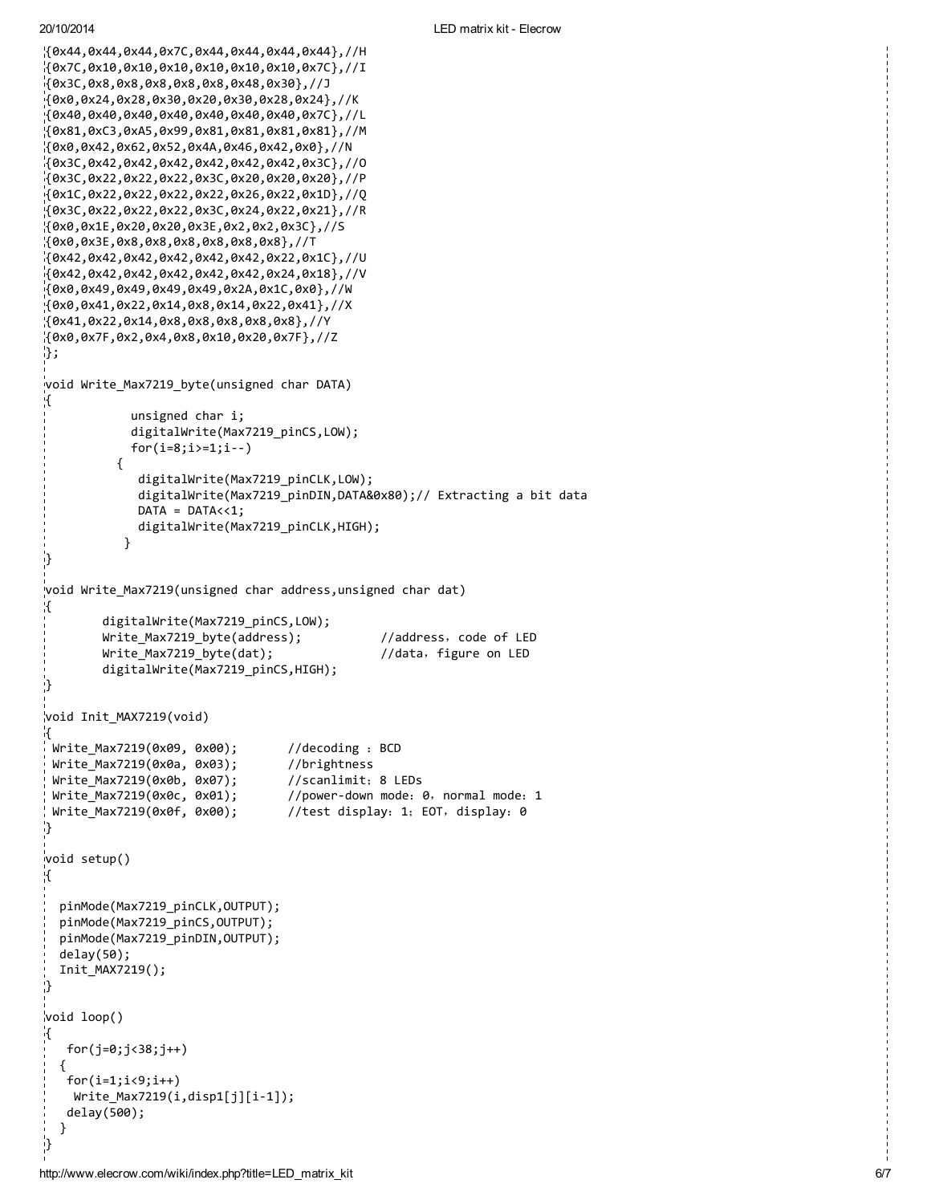```
{0x44,0x44,0x44,0x7C,0x44,0x44,0x44,0x44},//H
{0x7C,0x10,0x10,0x10,0x10,0x10,0x10,0x7C},//I
{0x3C,0x8,0x8,0x8,0x8,0x8,0x48,0x30},//J
{0x0,0x24,0x28,0x30,0x20,0x30,0x28,0x24},//K
{0x40,0x40,0x40,0x40,0x40,0x40,0x40,0x7C},//L
{0x81,0xC3,0xA5,0x99,0x81,0x81,0x81,0x81},//M
{0x0,0x42,0x62,0x52,0x4A,0x46,0x42,0x0},//N
{0x3C,0x42,0x42,0x42,0x42,0x42,0x42,0x3C},//O
{0x3C,0x22,0x22,0x22,0x3C,0x20,0x20,0x20},//P
{0x1C,0x22,0x22,0x22,0x22,0x26,0x22,0x1D},//Q
{0x3C,0x22,0x22,0x22,0x3C,0x24,0x22,0x21},//R
{0x0,0x1E,0x20,0x20,0x3E,0x2,0x2,0x3C},//S
{0x0,0x3E,0x8,0x8,0x8,0x8,0x8,0x8},//T
{0x42,0x42,0x42,0x42,0x42,0x42,0x22,0x1C},//U
{0x42,0x42,0x42,0x42,0x42,0x42,0x24,0x18},//V
{0x0,0x49,0x49,0x49,0x49,0x2A,0x1C,0x0},//W
{0x0,0x41,0x22,0x14,0x8,0x14,0x22,0x41},//X
{0x41,0x22,0x14,0x8,0x8,0x8,0x8,0x8},//Y
{0x0,0x7F,0x2,0x4,0x8,0x10,0x20,0x7F},//Z
};

void Write_Max7219_byte(unsigned char DATA)
{
            unsigned char i;
            digitalWrite(Max7219_pinCS,LOW);
            for(i=8;i>=1;i--)
          {
             digitalWrite(Max7219_pinCLK,LOW);
             digitalWrite(Max7219_pinDIN,DATA&0x80);// Extracting a bit data
             DATA = DATA<<1;
             digitalWrite(Max7219_pinCLK,HIGH);
           }
}

void Write_Max7219(unsigned char address,unsigned char dat)
{
        digitalWrite(Max7219_pinCS,LOW);
        Write_Max7219_byte(address);           //address，code of LED
        Write_Max7219_byte(dat);               //data，figure on LED
        digitalWrite(Max7219_pinCS,HIGH);
}

void Init_MAX7219(void)
{
 Write_Max7219(0x09, 0x00);       //decoding ：BCD
 Write_Max7219(0x0a, 0x03);       //brightness
 Write_Max7219(0x0b, 0x07);       //scanlimit；8 LEDs
 Write_Max7219(0x0c, 0x01);       //power-down mode：0，normal mode：1
 Write_Max7219(0x0f, 0x00);       //test display：1；EOT，display：0
}

void setup()
{

  pinMode(Max7219_pinCLK,OUTPUT);
  pinMode(Max7219_pinCS,OUTPUT);
  pinMode(Max7219_pinDIN,OUTPUT);
  delay(50);
  Init_MAX7219();
}

void loop()
{
   for(j=0;j<38;j++)
  {
   for(i=1;i<9;i++)
    Write_Max7219(i,disp1[j][i-1]);
   delay(500);
  }
}
```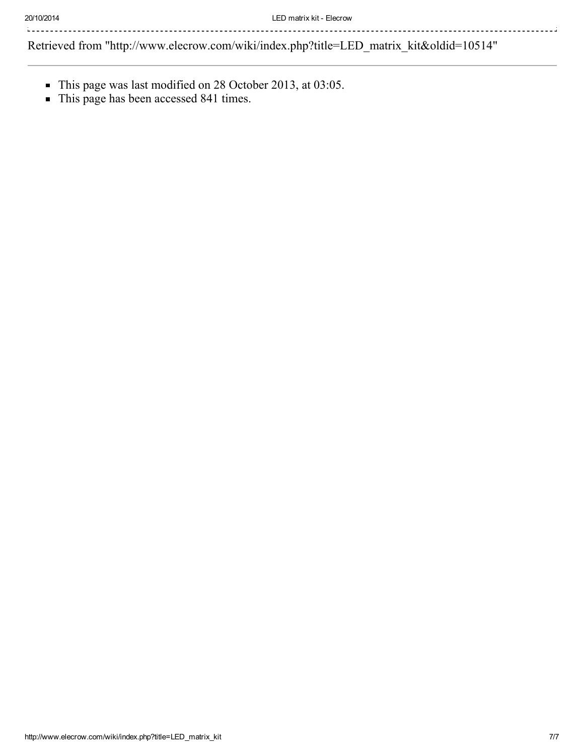Retrieved from "http://www.elecrow.com/wiki/index.php?title=LED_matrix_kit&oldid=10514"

- This page was last modified on 28 October 2013, at 03:05.
- This page has been accessed 841 times.